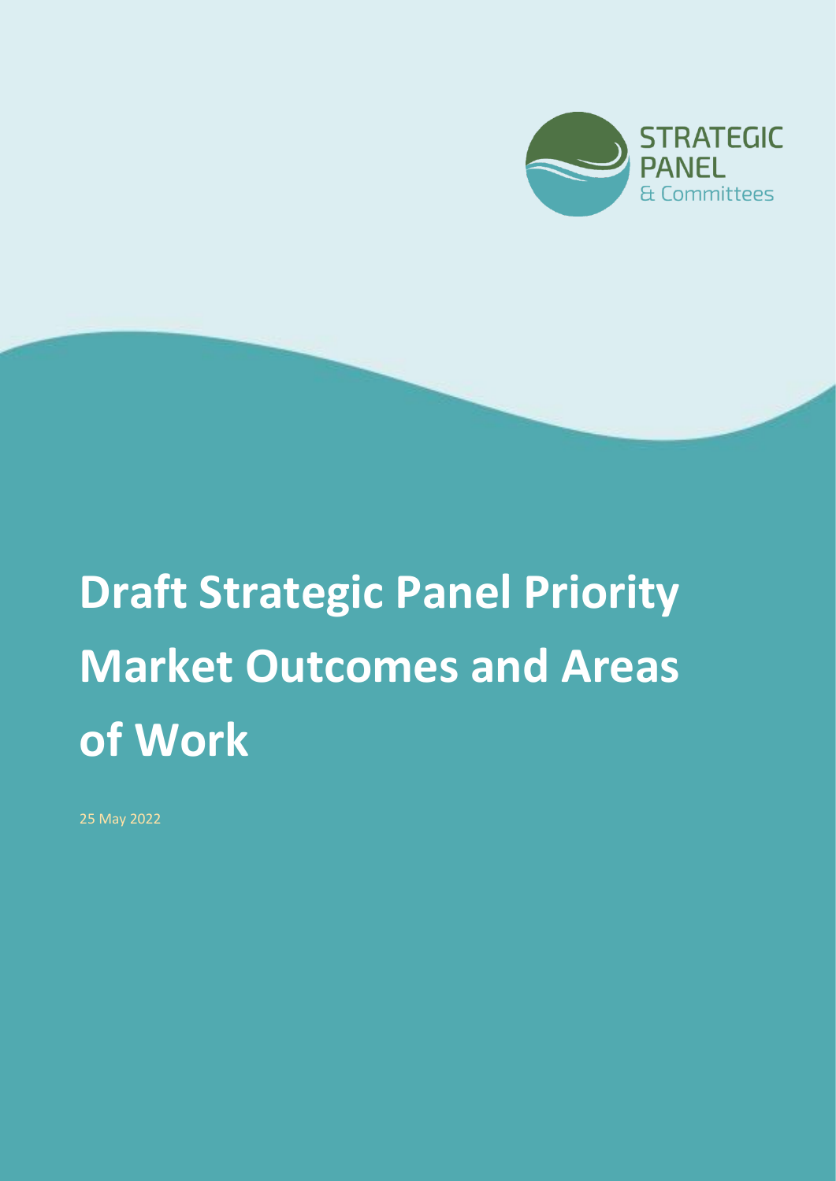STRATEGIC PANEL
& Committees

# Draft Strategic Panel Priority Market Outcomes and Areas of Work

25 May 2022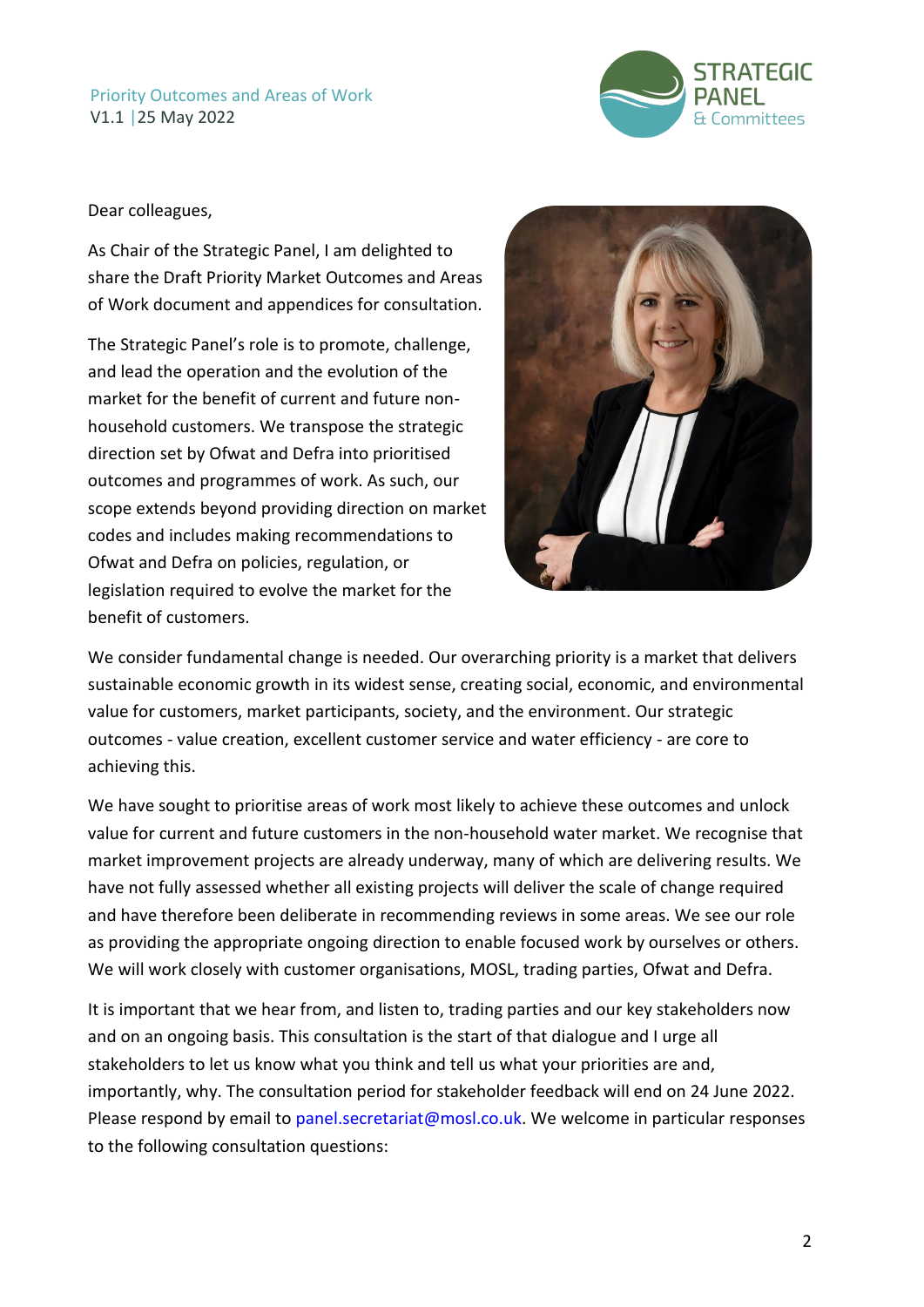Dear colleagues,

As Chair of the Strategic Panel, I am delighted to share the Draft Priority Market Outcomes and Areas of Work document and appendices for consultation.

The Strategic Panel's role is to promote, challenge, and lead the operation and the evolution of the market for the benefit of current and future non-household customers. We transpose the strategic direction set by Ofwat and Defra into prioritised outcomes and programmes of work. As such, our scope extends beyond providing direction on market codes and includes making recommendations to Ofwat and Defra on policies, regulation, or legislation required to evolve the market for the benefit of customers.

We consider fundamental change is needed. Our overarching priority is a market that delivers sustainable economic growth in its widest sense, creating social, economic, and environmental value for customers, market participants, society, and the environment. Our strategic outcomes - value creation, excellent customer service and water efficiency - are core to achieving this.

We have sought to prioritise areas of work most likely to achieve these outcomes and unlock value for current and future customers in the non-household water market. We recognise that market improvement projects are already underway, many of which are delivering results. We have not fully assessed whether all existing projects will deliver the scale of change required and have therefore been deliberate in recommending reviews in some areas. We see our role as providing the appropriate ongoing direction to enable focused work by ourselves or others. We will work closely with customer organisations, MOSL, trading parties, Ofwat and Defra.

It is important that we hear from, and listen to, trading parties and our key stakeholders now and on an ongoing basis. This consultation is the start of that dialogue and I urge all stakeholders to let us know what you think and tell us what your priorities are and, importantly, why. The consultation period for stakeholder feedback will end on 24 June 2022. Please respond by email to panel.secretariat@mosl.co.uk. We welcome in particular responses to the following consultation questions: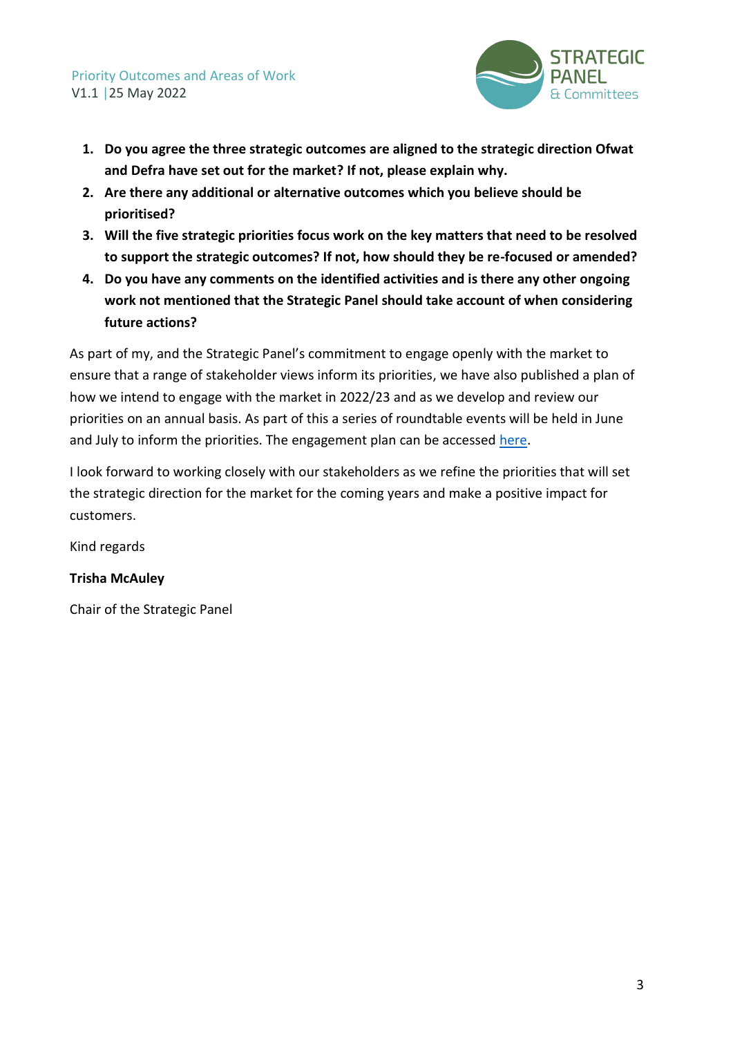1. **Do you agree the three strategic outcomes are aligned to the strategic direction Ofwat and Defra have set out for the market? If not, please explain why.**
2. **Are there any additional or alternative outcomes which you believe should be prioritised?**
3. **Will the five strategic priorities focus work on the key matters that need to be resolved to support the strategic outcomes? If not, how should they be re-focused or amended?**
4. **Do you have any comments on the identified activities and is there any other ongoing work not mentioned that the Strategic Panel should take account of when considering future actions?**

As part of my, and the Strategic Panel's commitment to engage openly with the market to ensure that a range of stakeholder views inform its priorities, we have also published a plan of how we intend to engage with the market in 2022/23 and as we develop and review our priorities on an annual basis. As part of this a series of roundtable events will be held in June and July to inform the priorities. The engagement plan can be accessed here.

I look forward to working closely with our stakeholders as we refine the priorities that will set the strategic direction for the market for the coming years and make a positive impact for customers.

Kind regards

**Trisha McAuley**

Chair of the Strategic Panel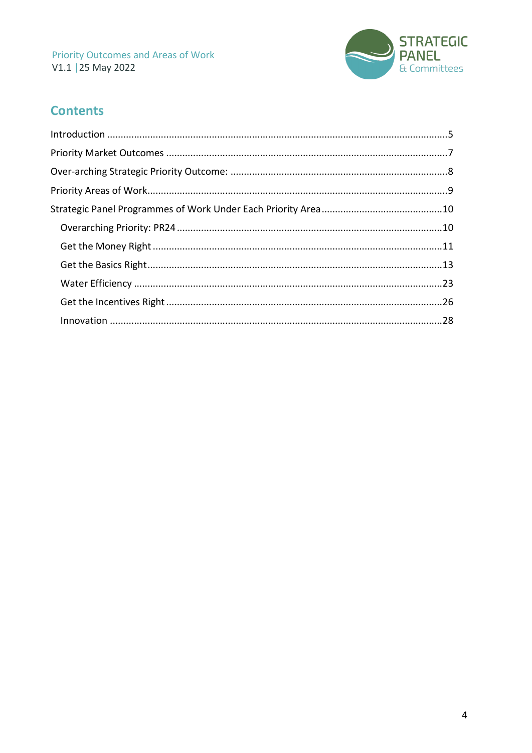## Contents

- Introduction .......... 5
- Priority Market Outcomes .......... 7
- Over-arching Strategic Priority Outcome: .......... 8
- Priority Areas of Work .......... 9
- Strategic Panel Programmes of Work Under Each Priority Area .......... 10
  - Overarching Priority: PR24 .......... 10
  - Get the Money Right .......... 11
  - Get the Basics Right .......... 13
  - Water Efficiency .......... 23
  - Get the Incentives Right .......... 26
  - Innovation .......... 28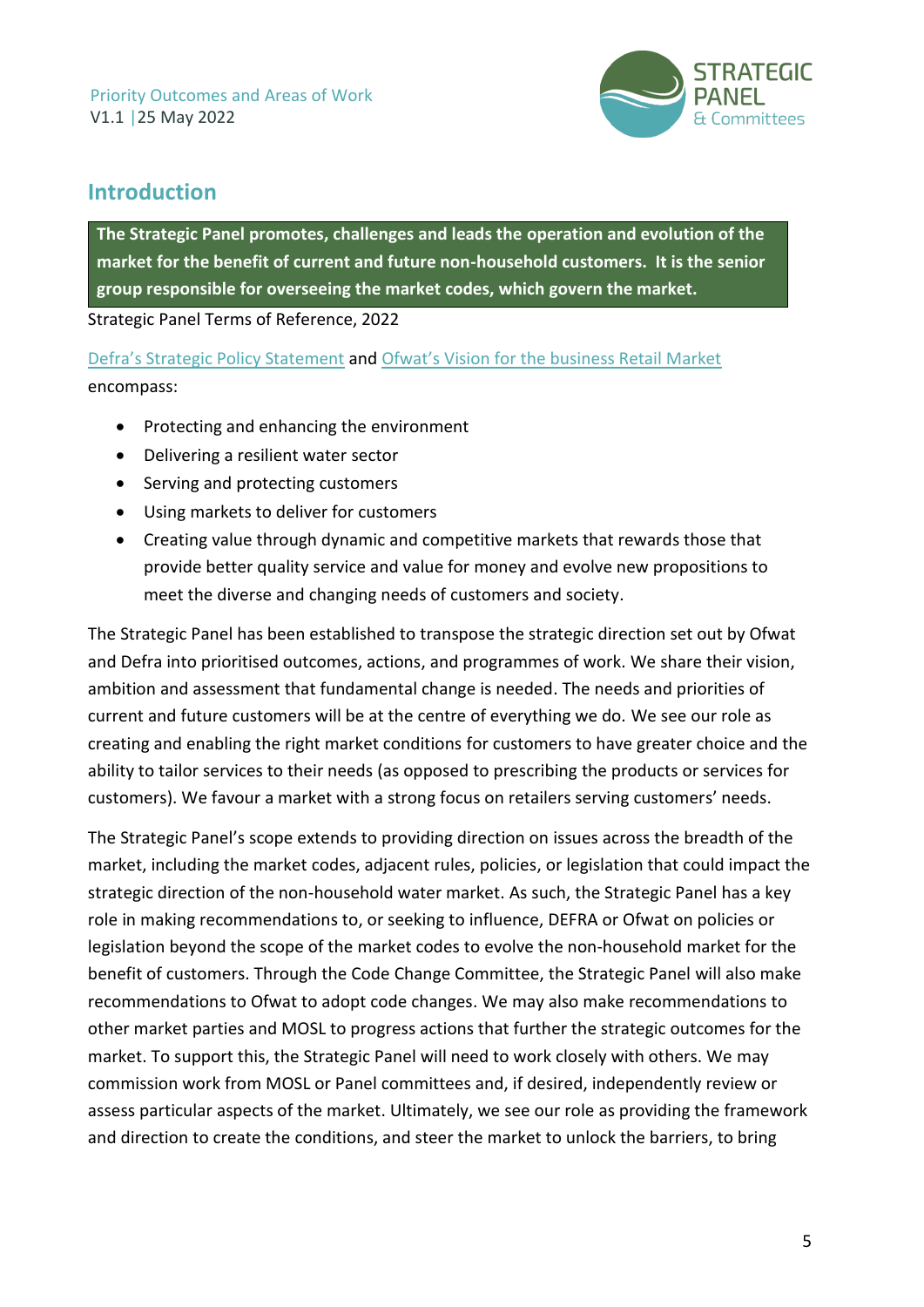## Introduction

**The Strategic Panel promotes, challenges and leads the operation and evolution of the market for the benefit of current and future non-household customers. It is the senior group responsible for overseeing the market codes, which govern the market.**

Strategic Panel Terms of Reference, 2022

Defra's Strategic Policy Statement and Ofwat's Vision for the business Retail Market encompass:

- Protecting and enhancing the environment
- Delivering a resilient water sector
- Serving and protecting customers
- Using markets to deliver for customers
- Creating value through dynamic and competitive markets that rewards those that provide better quality service and value for money and evolve new propositions to meet the diverse and changing needs of customers and society.

The Strategic Panel has been established to transpose the strategic direction set out by Ofwat and Defra into prioritised outcomes, actions, and programmes of work. We share their vision, ambition and assessment that fundamental change is needed. The needs and priorities of current and future customers will be at the centre of everything we do. We see our role as creating and enabling the right market conditions for customers to have greater choice and the ability to tailor services to their needs (as opposed to prescribing the products or services for customers). We favour a market with a strong focus on retailers serving customers' needs.

The Strategic Panel's scope extends to providing direction on issues across the breadth of the market, including the market codes, adjacent rules, policies, or legislation that could impact the strategic direction of the non-household water market. As such, the Strategic Panel has a key role in making recommendations to, or seeking to influence, DEFRA or Ofwat on policies or legislation beyond the scope of the market codes to evolve the non-household market for the benefit of customers. Through the Code Change Committee, the Strategic Panel will also make recommendations to Ofwat to adopt code changes. We may also make recommendations to other market parties and MOSL to progress actions that further the strategic outcomes for the market. To support this, the Strategic Panel will need to work closely with others. We may commission work from MOSL or Panel committees and, if desired, independently review or assess particular aspects of the market. Ultimately, we see our role as providing the framework and direction to create the conditions, and steer the market to unlock the barriers, to bring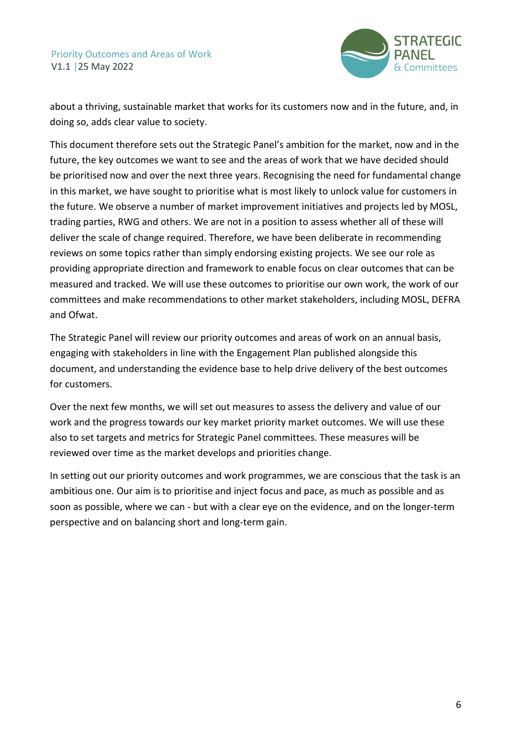about a thriving, sustainable market that works for its customers now and in the future, and, in doing so, adds clear value to society.

This document therefore sets out the Strategic Panel's ambition for the market, now and in the future, the key outcomes we want to see and the areas of work that we have decided should be prioritised now and over the next three years. Recognising the need for fundamental change in this market, we have sought to prioritise what is most likely to unlock value for customers in the future. We observe a number of market improvement initiatives and projects led by MOSL, trading parties, RWG and others. We are not in a position to assess whether all of these will deliver the scale of change required. Therefore, we have been deliberate in recommending reviews on some topics rather than simply endorsing existing projects. We see our role as providing appropriate direction and framework to enable focus on clear outcomes that can be measured and tracked. We will use these outcomes to prioritise our own work, the work of our committees and make recommendations to other market stakeholders, including MOSL, DEFRA and Ofwat.

The Strategic Panel will review our priority outcomes and areas of work on an annual basis, engaging with stakeholders in line with the Engagement Plan published alongside this document, and understanding the evidence base to help drive delivery of the best outcomes for customers.

Over the next few months, we will set out measures to assess the delivery and value of our work and the progress towards our key market priority market outcomes. We will use these also to set targets and metrics for Strategic Panel committees. These measures will be reviewed over time as the market develops and priorities change.

In setting out our priority outcomes and work programmes, we are conscious that the task is an ambitious one. Our aim is to prioritise and inject focus and pace, as much as possible and as soon as possible, where we can - but with a clear eye on the evidence, and on the longer-term perspective and on balancing short and long-term gain.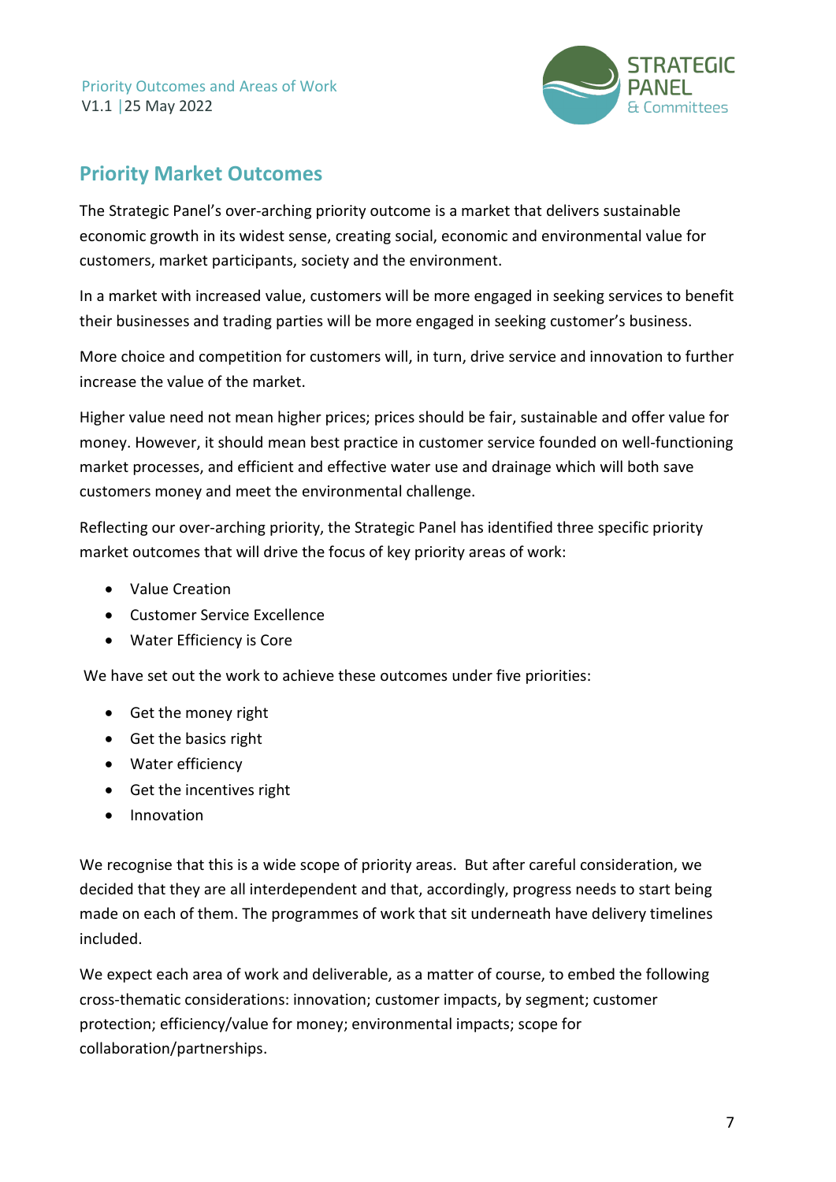## Priority Market Outcomes

The Strategic Panel's over-arching priority outcome is a market that delivers sustainable economic growth in its widest sense, creating social, economic and environmental value for customers, market participants, society and the environment.

In a market with increased value, customers will be more engaged in seeking services to benefit their businesses and trading parties will be more engaged in seeking customer's business.

More choice and competition for customers will, in turn, drive service and innovation to further increase the value of the market.

Higher value need not mean higher prices; prices should be fair, sustainable and offer value for money. However, it should mean best practice in customer service founded on well-functioning market processes, and efficient and effective water use and drainage which will both save customers money and meet the environmental challenge.

Reflecting our over-arching priority, the Strategic Panel has identified three specific priority market outcomes that will drive the focus of key priority areas of work:

- Value Creation
- Customer Service Excellence
- Water Efficiency is Core

We have set out the work to achieve these outcomes under five priorities:

- Get the money right
- Get the basics right
- Water efficiency
- Get the incentives right
- Innovation

We recognise that this is a wide scope of priority areas. But after careful consideration, we decided that they are all interdependent and that, accordingly, progress needs to start being made on each of them. The programmes of work that sit underneath have delivery timelines included.

We expect each area of work and deliverable, as a matter of course, to embed the following cross-thematic considerations: innovation; customer impacts, by segment; customer protection; efficiency/value for money; environmental impacts; scope for collaboration/partnerships.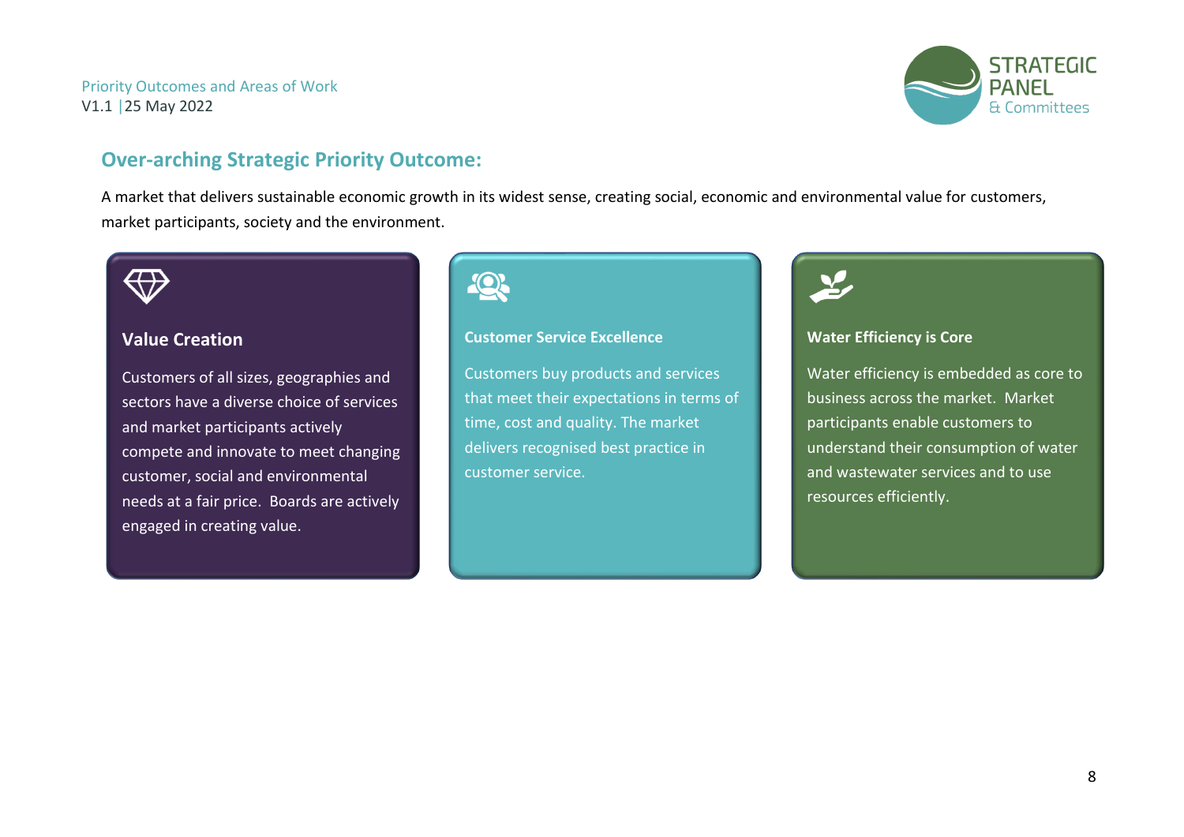## Over-arching Strategic Priority Outcome:

A market that delivers sustainable economic growth in its widest sense, creating social, economic and environmental value for customers, market participants, society and the environment.

### Value Creation

Customers of all sizes, geographies and sectors have a diverse choice of services and market participants actively compete and innovate to meet changing customer, social and environmental needs at a fair price. Boards are actively engaged in creating value.

### Customer Service Excellence

Customers buy products and services that meet their expectations in terms of time, cost and quality. The market delivers recognised best practice in customer service.

### Water Efficiency is Core

Water efficiency is embedded as core to business across the market. Market participants enable customers to understand their consumption of water and wastewater services and to use resources efficiently.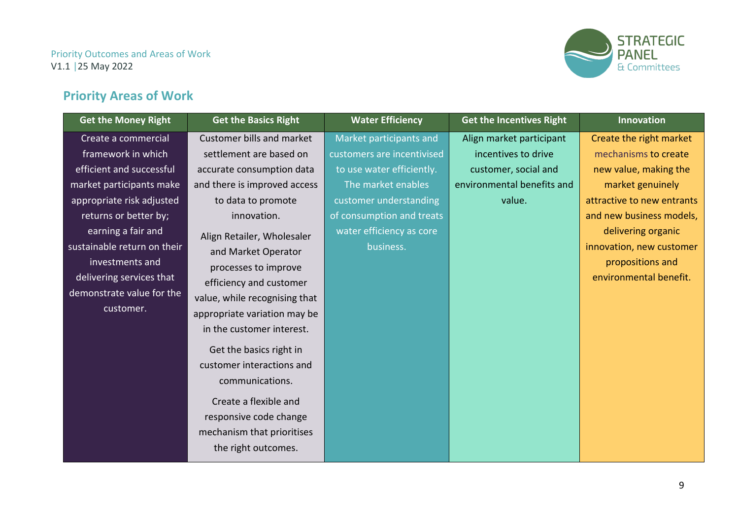## Priority Areas of Work

| Get the Money Right | Get the Basics Right | Water Efficiency | Get the Incentives Right | Innovation |
|---|---|---|---|---|
| Create a commercial framework in which efficient and successful market participants make appropriate risk adjusted returns or better by; earning a fair and sustainable return on their investments and delivering services that demonstrate value for the customer. | Customer bills and market settlement are based on accurate consumption data and there is improved access to data to promote innovation.<br><br>Align Retailer, Wholesaler and Market Operator processes to improve efficiency and customer value, while recognising that appropriate variation may be in the customer interest.<br><br>Get the basics right in customer interactions and communications.<br><br>Create a flexible and responsive code change mechanism that prioritises the right outcomes. | Market participants and customers are incentivised to use water efficiently. The market enables customer understanding of consumption and treats water efficiency as core business. | Align market participant incentives to drive customer, social and environmental benefits and value. | Create the right market mechanisms to create new value, making the market genuinely attractive to new entrants and new business models, delivering organic innovation, new customer propositions and environmental benefit. |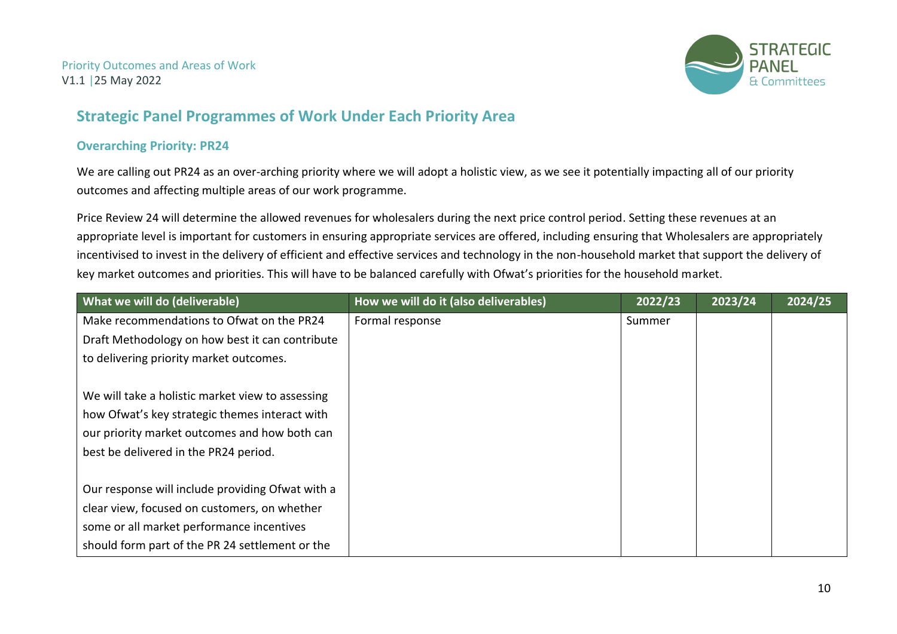## Strategic Panel Programmes of Work Under Each Priority Area

### Overarching Priority: PR24

We are calling out PR24 as an over-arching priority where we will adopt a holistic view, as we see it potentially impacting all of our priority outcomes and affecting multiple areas of our work programme.

Price Review 24 will determine the allowed revenues for wholesalers during the next price control period. Setting these revenues at an appropriate level is important for customers in ensuring appropriate services are offered, including ensuring that Wholesalers are appropriately incentivised to invest in the delivery of efficient and effective services and technology in the non-household market that support the delivery of key market outcomes and priorities. This will have to be balanced carefully with Ofwat's priorities for the household market.

| What we will do (deliverable) | How we will do it (also deliverables) | 2022/23 | 2023/24 | 2024/25 |
|---|---|---|---|---|
| Make recommendations to Ofwat on the PR24 Draft Methodology on how best it can contribute to delivering priority market outcomes.<br><br>We will take a holistic market view to assessing how Ofwat's key strategic themes interact with our priority market outcomes and how both can best be delivered in the PR24 period.<br><br>Our response will include providing Ofwat with a clear view, focused on customers, on whether some or all market performance incentives should form part of the PR 24 settlement or the | Formal response | Summer | | |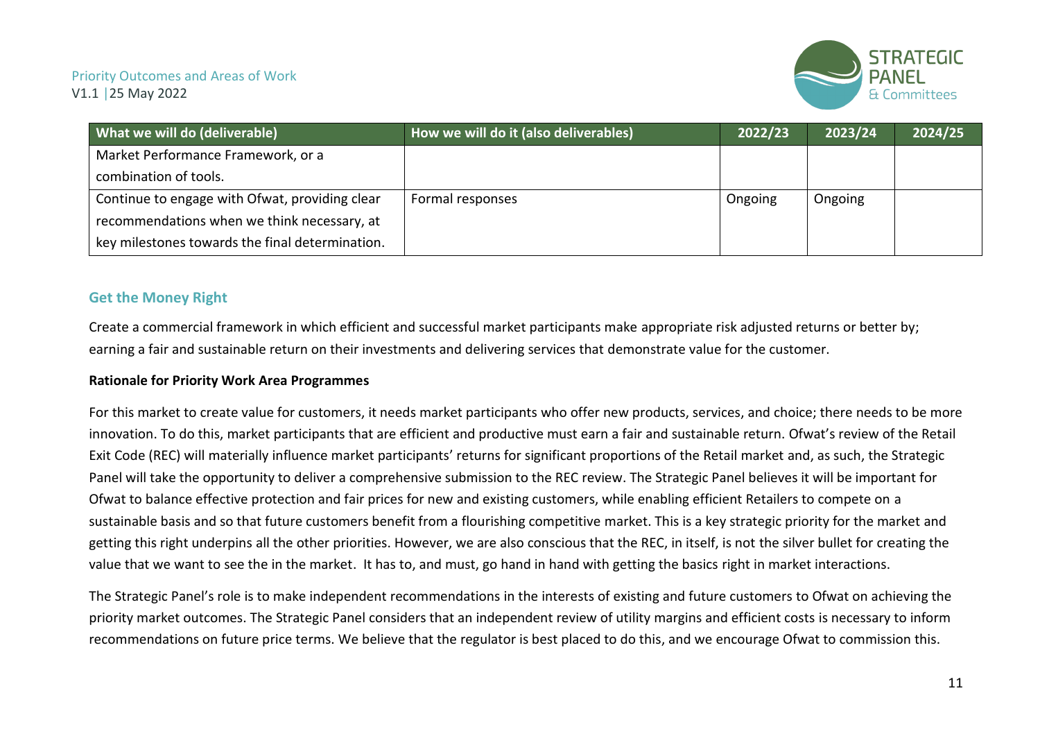| What we will do (deliverable) | How we will do it (also deliverables) | 2022/23 | 2023/24 | 2024/25 |
|---|---|---|---|---|
| Market Performance Framework, or a combination of tools. | | | | |
| Continue to engage with Ofwat, providing clear recommendations when we think necessary, at key milestones towards the final determination. | Formal responses | Ongoing | Ongoing | |

## Get the Money Right

Create a commercial framework in which efficient and successful market participants make appropriate risk adjusted returns or better by; earning a fair and sustainable return on their investments and delivering services that demonstrate value for the customer.

**Rationale for Priority Work Area Programmes**

For this market to create value for customers, it needs market participants who offer new products, services, and choice; there needs to be more innovation. To do this, market participants that are efficient and productive must earn a fair and sustainable return. Ofwat's review of the Retail Exit Code (REC) will materially influence market participants' returns for significant proportions of the Retail market and, as such, the Strategic Panel will take the opportunity to deliver a comprehensive submission to the REC review. The Strategic Panel believes it will be important for Ofwat to balance effective protection and fair prices for new and existing customers, while enabling efficient Retailers to compete on a sustainable basis and so that future customers benefit from a flourishing competitive market. This is a key strategic priority for the market and getting this right underpins all the other priorities. However, we are also conscious that the REC, in itself, is not the silver bullet for creating the value that we want to see the in the market. It has to, and must, go hand in hand with getting the basics right in market interactions.

The Strategic Panel's role is to make independent recommendations in the interests of existing and future customers to Ofwat on achieving the priority market outcomes. The Strategic Panel considers that an independent review of utility margins and efficient costs is necessary to inform recommendations on future price terms. We believe that the regulator is best placed to do this, and we encourage Ofwat to commission this.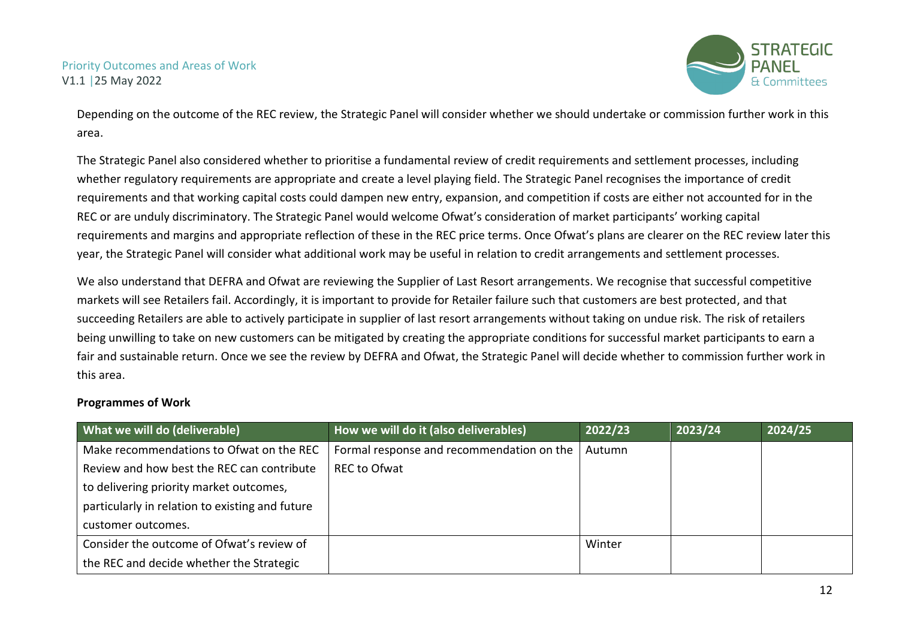Depending on the outcome of the REC review, the Strategic Panel will consider whether we should undertake or commission further work in this area.

The Strategic Panel also considered whether to prioritise a fundamental review of credit requirements and settlement processes, including whether regulatory requirements are appropriate and create a level playing field. The Strategic Panel recognises the importance of credit requirements and that working capital costs could dampen new entry, expansion, and competition if costs are either not accounted for in the REC or are unduly discriminatory. The Strategic Panel would welcome Ofwat's consideration of market participants' working capital requirements and margins and appropriate reflection of these in the REC price terms. Once Ofwat's plans are clearer on the REC review later this year, the Strategic Panel will consider what additional work may be useful in relation to credit arrangements and settlement processes.

We also understand that DEFRA and Ofwat are reviewing the Supplier of Last Resort arrangements. We recognise that successful competitive markets will see Retailers fail. Accordingly, it is important to provide for Retailer failure such that customers are best protected, and that succeeding Retailers are able to actively participate in supplier of last resort arrangements without taking on undue risk. The risk of retailers being unwilling to take on new customers can be mitigated by creating the appropriate conditions for successful market participants to earn a fair and sustainable return. Once we see the review by DEFRA and Ofwat, the Strategic Panel will decide whether to commission further work in this area.

**Programmes of Work**

| What we will do (deliverable) | How we will do it (also deliverables) | 2022/23 | 2023/24 | 2024/25 |
|---|---|---|---|---|
| Make recommendations to Ofwat on the REC Review and how best the REC can contribute to delivering priority market outcomes, particularly in relation to existing and future customer outcomes. | Formal response and recommendation on the REC to Ofwat | Autumn | | |
| Consider the outcome of Ofwat's review of the REC and decide whether the Strategic | | Winter | | |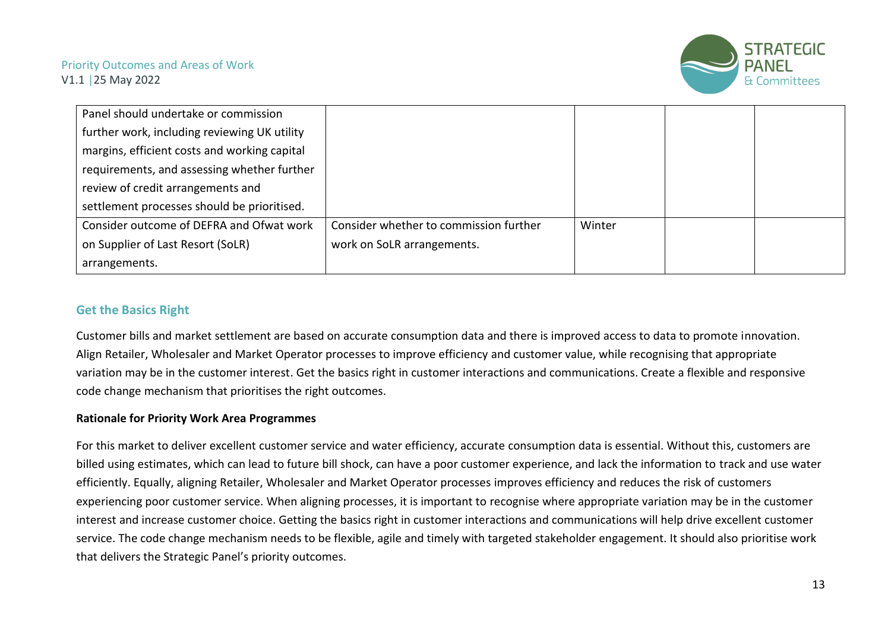| | | | | |
|---|---|---|---|---|
| Panel should undertake or commission further work, including reviewing UK utility margins, efficient costs and working capital requirements, and assessing whether further review of credit arrangements and settlement processes should be prioritised. | | | | |
| Consider outcome of DEFRA and Ofwat work on Supplier of Last Resort (SoLR) arrangements. | Consider whether to commission further work on SoLR arrangements. | Winter | | |

## Get the Basics Right

Customer bills and market settlement are based on accurate consumption data and there is improved access to data to promote innovation. Align Retailer, Wholesaler and Market Operator processes to improve efficiency and customer value, while recognising that appropriate variation may be in the customer interest. Get the basics right in customer interactions and communications. Create a flexible and responsive code change mechanism that prioritises the right outcomes.

**Rationale for Priority Work Area Programmes**

For this market to deliver excellent customer service and water efficiency, accurate consumption data is essential. Without this, customers are billed using estimates, which can lead to future bill shock, can have a poor customer experience, and lack the information to track and use water efficiently. Equally, aligning Retailer, Wholesaler and Market Operator processes improves efficiency and reduces the risk of customers experiencing poor customer service. When aligning processes, it is important to recognise where appropriate variation may be in the customer interest and increase customer choice. Getting the basics right in customer interactions and communications will help drive excellent customer service. The code change mechanism needs to be flexible, agile and timely with targeted stakeholder engagement. It should also prioritise work that delivers the Strategic Panel's priority outcomes.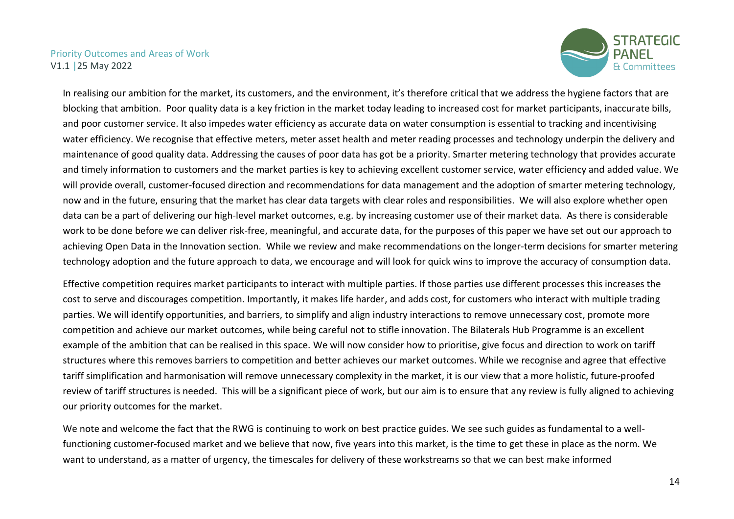In realising our ambition for the market, its customers, and the environment, it's therefore critical that we address the hygiene factors that are blocking that ambition. Poor quality data is a key friction in the market today leading to increased cost for market participants, inaccurate bills, and poor customer service. It also impedes water efficiency as accurate data on water consumption is essential to tracking and incentivising water efficiency. We recognise that effective meters, meter asset health and meter reading processes and technology underpin the delivery and maintenance of good quality data. Addressing the causes of poor data has got be a priority. Smarter metering technology that provides accurate and timely information to customers and the market parties is key to achieving excellent customer service, water efficiency and added value. We will provide overall, customer-focused direction and recommendations for data management and the adoption of smarter metering technology, now and in the future, ensuring that the market has clear data targets with clear roles and responsibilities. We will also explore whether open data can be a part of delivering our high-level market outcomes, e.g. by increasing customer use of their market data. As there is considerable work to be done before we can deliver risk-free, meaningful, and accurate data, for the purposes of this paper we have set out our approach to achieving Open Data in the Innovation section. While we review and make recommendations on the longer-term decisions for smarter metering technology adoption and the future approach to data, we encourage and will look for quick wins to improve the accuracy of consumption data.

Effective competition requires market participants to interact with multiple parties. If those parties use different processes this increases the cost to serve and discourages competition. Importantly, it makes life harder, and adds cost, for customers who interact with multiple trading parties. We will identify opportunities, and barriers, to simplify and align industry interactions to remove unnecessary cost, promote more competition and achieve our market outcomes, while being careful not to stifle innovation. The Bilaterals Hub Programme is an excellent example of the ambition that can be realised in this space. We will now consider how to prioritise, give focus and direction to work on tariff structures where this removes barriers to competition and better achieves our market outcomes. While we recognise and agree that effective tariff simplification and harmonisation will remove unnecessary complexity in the market, it is our view that a more holistic, future-proofed review of tariff structures is needed. This will be a significant piece of work, but our aim is to ensure that any review is fully aligned to achieving our priority outcomes for the market.

We note and welcome the fact that the RWG is continuing to work on best practice guides. We see such guides as fundamental to a well-functioning customer-focused market and we believe that now, five years into this market, is the time to get these in place as the norm. We want to understand, as a matter of urgency, the timescales for delivery of these workstreams so that we can best make informed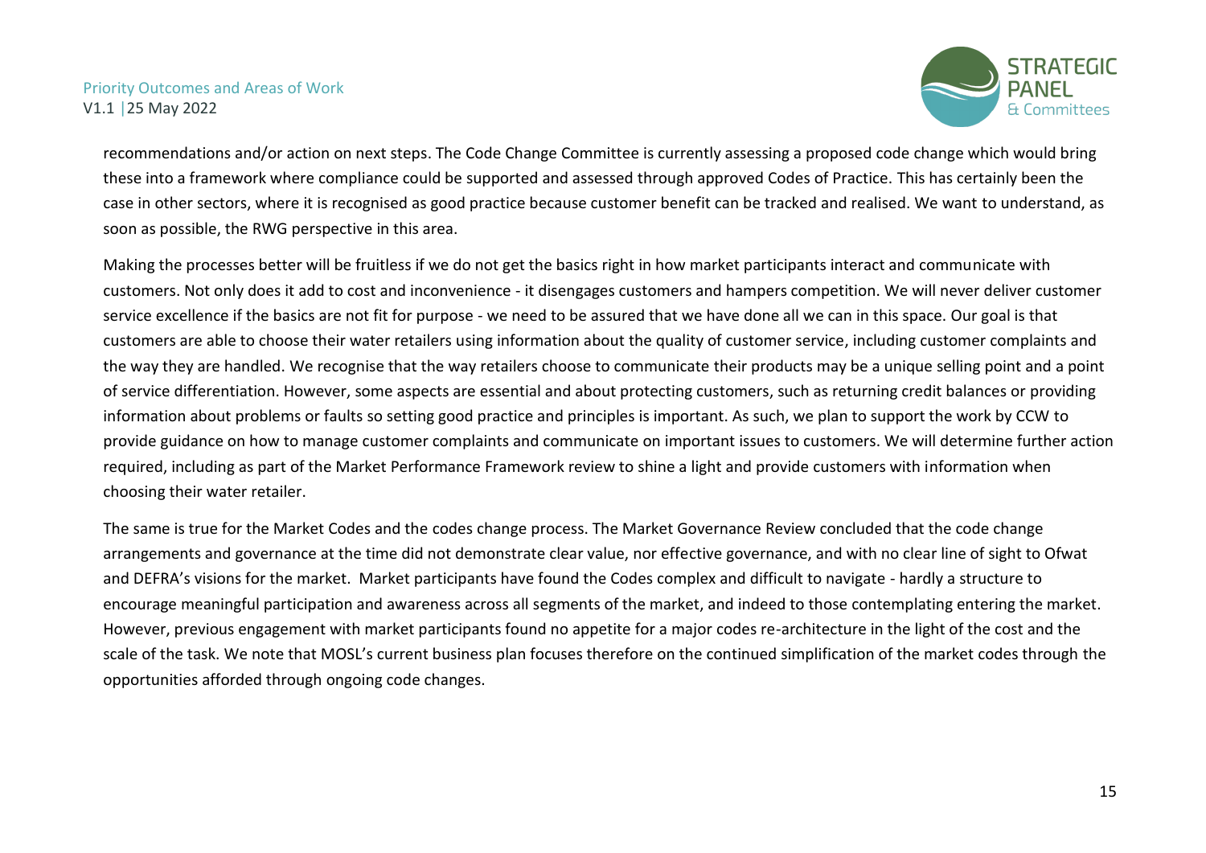recommendations and/or action on next steps. The Code Change Committee is currently assessing a proposed code change which would bring these into a framework where compliance could be supported and assessed through approved Codes of Practice. This has certainly been the case in other sectors, where it is recognised as good practice because customer benefit can be tracked and realised. We want to understand, as soon as possible, the RWG perspective in this area.

Making the processes better will be fruitless if we do not get the basics right in how market participants interact and communicate with customers. Not only does it add to cost and inconvenience - it disengages customers and hampers competition. We will never deliver customer service excellence if the basics are not fit for purpose - we need to be assured that we have done all we can in this space. Our goal is that customers are able to choose their water retailers using information about the quality of customer service, including customer complaints and the way they are handled. We recognise that the way retailers choose to communicate their products may be a unique selling point and a point of service differentiation. However, some aspects are essential and about protecting customers, such as returning credit balances or providing information about problems or faults so setting good practice and principles is important. As such, we plan to support the work by CCW to provide guidance on how to manage customer complaints and communicate on important issues to customers. We will determine further action required, including as part of the Market Performance Framework review to shine a light and provide customers with information when choosing their water retailer.

The same is true for the Market Codes and the codes change process. The Market Governance Review concluded that the code change arrangements and governance at the time did not demonstrate clear value, nor effective governance, and with no clear line of sight to Ofwat and DEFRA's visions for the market. Market participants have found the Codes complex and difficult to navigate - hardly a structure to encourage meaningful participation and awareness across all segments of the market, and indeed to those contemplating entering the market. However, previous engagement with market participants found no appetite for a major codes re-architecture in the light of the cost and the scale of the task. We note that MOSL's current business plan focuses therefore on the continued simplification of the market codes through the opportunities afforded through ongoing code changes.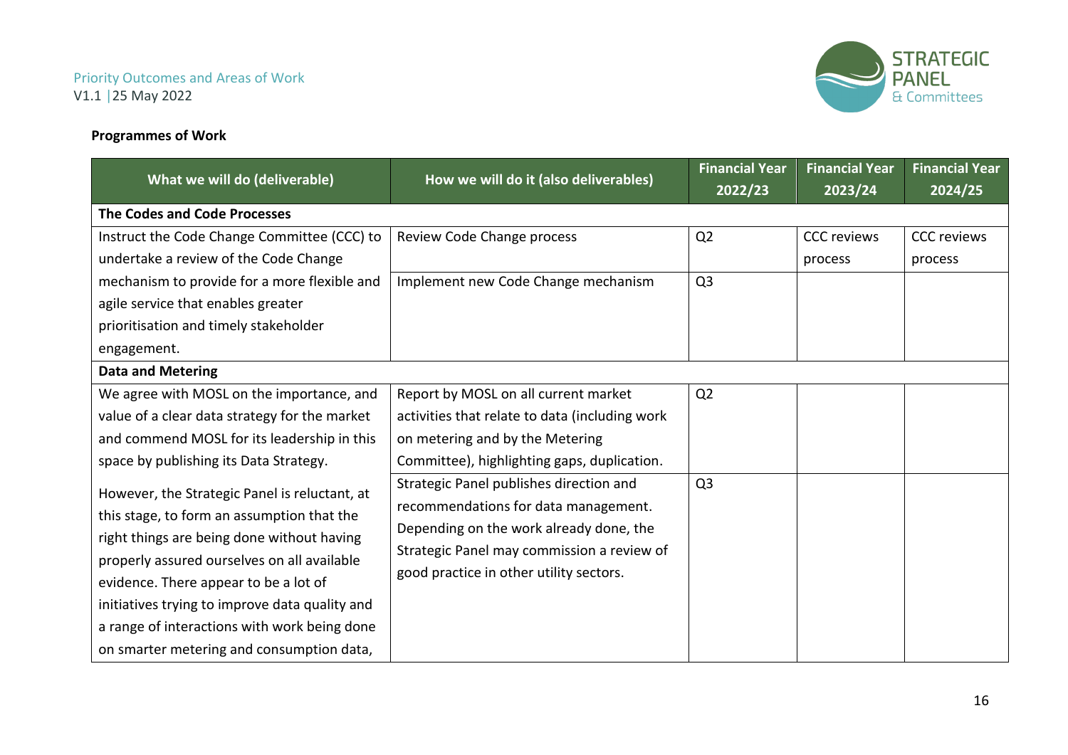**Programmes of Work**

| What we will do (deliverable) | How we will do it (also deliverables) | Financial Year 2022/23 | Financial Year 2023/24 | Financial Year 2024/25 |
|---|---|---|---|---|
| **The Codes and Code Processes** | | | | |
| Instruct the Code Change Committee (CCC) to undertake a review of the Code Change mechanism to provide for a more flexible and agile service that enables greater prioritisation and timely stakeholder engagement. | Review Code Change process | Q2 | CCC reviews process | CCC reviews process |
| | Implement new Code Change mechanism | Q3 | | |
| **Data and Metering** | | | | |
| We agree with MOSL on the importance, and value of a clear data strategy for the market and commend MOSL for its leadership in this space by publishing its Data Strategy. However, the Strategic Panel is reluctant, at this stage, to form an assumption that the right things are being done without having properly assured ourselves on all available evidence. There appear to be a lot of initiatives trying to improve data quality and a range of interactions with work being done on smarter metering and consumption data, | Report by MOSL on all current market activities that relate to data (including work on metering and by the Metering Committee), highlighting gaps, duplication. | Q2 | | |
| | Strategic Panel publishes direction and recommendations for data management. Depending on the work already done, the Strategic Panel may commission a review of good practice in other utility sectors. | Q3 | | |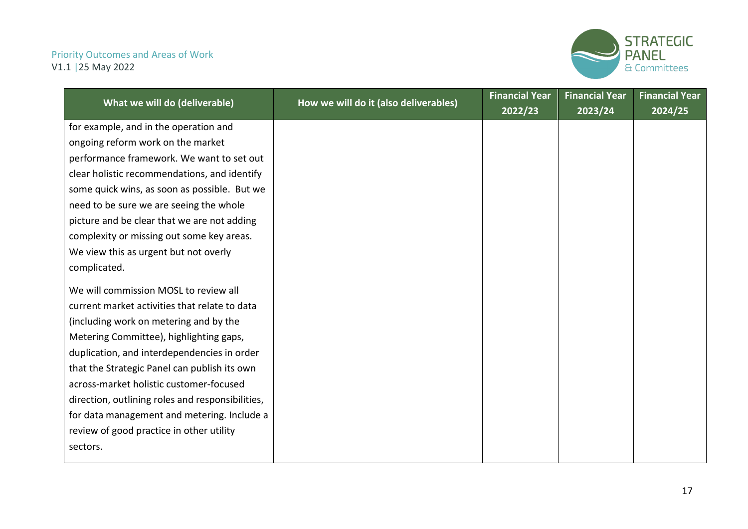| What we will do (deliverable) | How we will do it (also deliverables) | Financial Year 2022/23 | Financial Year 2023/24 | Financial Year 2024/25 |
|---|---|---|---|---|
| for example, and in the operation and ongoing reform work on the market performance framework. We want to set out clear holistic recommendations, and identify some quick wins, as soon as possible. But we need to be sure we are seeing the whole picture and be clear that we are not adding complexity or missing out some key areas. We view this as urgent but not overly complicated.<br><br>We will commission MOSL to review all current market activities that relate to data (including work on metering and by the Metering Committee), highlighting gaps, duplication, and interdependencies in order that the Strategic Panel can publish its own across-market holistic customer-focused direction, outlining roles and responsibilities, for data management and metering. Include a review of good practice in other utility sectors. | | | | |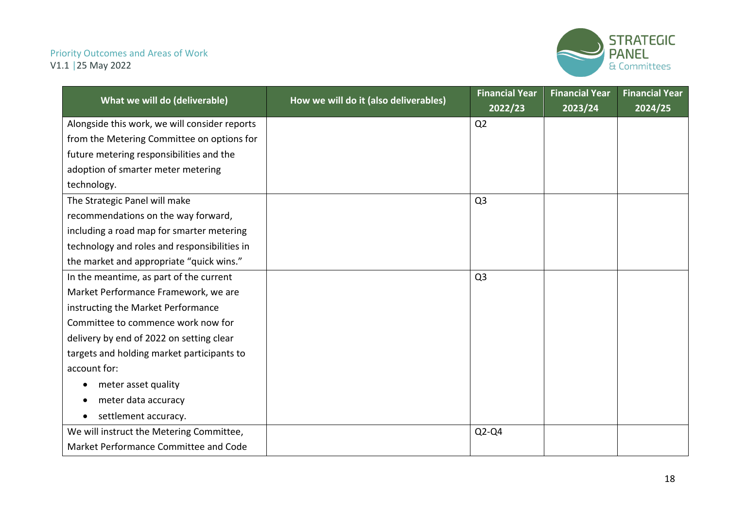| What we will do (deliverable) | How we will do it (also deliverables) | Financial Year 2022/23 | Financial Year 2023/24 | Financial Year 2024/25 |
|---|---|---|---|---|
| Alongside this work, we will consider reports from the Metering Committee on options for future metering responsibilities and the adoption of smarter meter metering technology. | | Q2 | | |
| The Strategic Panel will make recommendations on the way forward, including a road map for smarter metering technology and roles and responsibilities in the market and appropriate "quick wins." | | Q3 | | |
| In the meantime, as part of the current Market Performance Framework, we are instructing the Market Performance Committee to commence work now for delivery by end of 2022 on setting clear targets and holding market participants to account for:<br>• meter asset quality<br>• meter data accuracy<br>• settlement accuracy. | | Q3 | | |
| We will instruct the Metering Committee, Market Performance Committee and Code | | Q2-Q4 | | |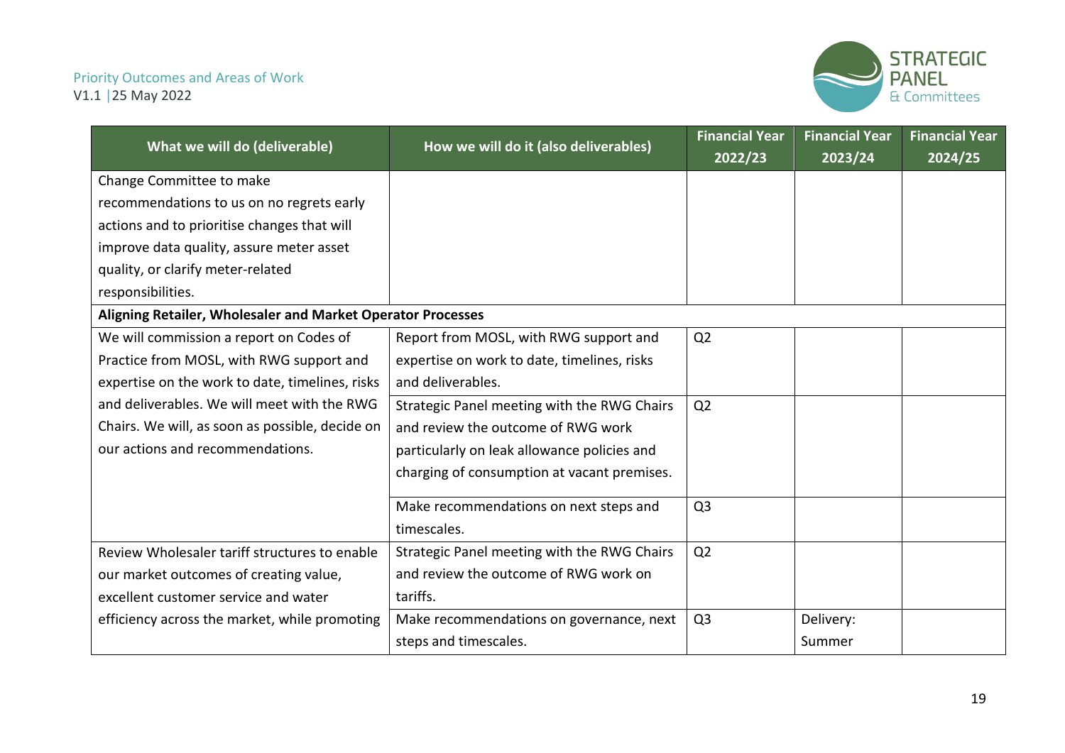| What we will do (deliverable) | How we will do it (also deliverables) | Financial Year 2022/23 | Financial Year 2023/24 | Financial Year 2024/25 |
|---|---|---|---|---|
| Change Committee to make recommendations to us on no regrets early actions and to prioritise changes that will improve data quality, assure meter asset quality, or clarify meter-related responsibilities. | | | | |
| **Aligning Retailer, Wholesaler and Market Operator Processes** | | | | |
| We will commission a report on Codes of Practice from MOSL, with RWG support and expertise on the work to date, timelines, risks and deliverables. We will meet with the RWG Chairs. We will, as soon as possible, decide on our actions and recommendations. | Report from MOSL, with RWG support and expertise on work to date, timelines, risks and deliverables. | Q2 | | |
| | Strategic Panel meeting with the RWG Chairs and review the outcome of RWG work particularly on leak allowance policies and charging of consumption at vacant premises. | Q2 | | |
| | Make recommendations on next steps and timescales. | Q3 | | |
| Review Wholesaler tariff structures to enable our market outcomes of creating value, excellent customer service and water efficiency across the market, while promoting | Strategic Panel meeting with the RWG Chairs and review the outcome of RWG work on tariffs. | Q2 | | |
| | Make recommendations on governance, next steps and timescales. | Q3 | Delivery: Summer | |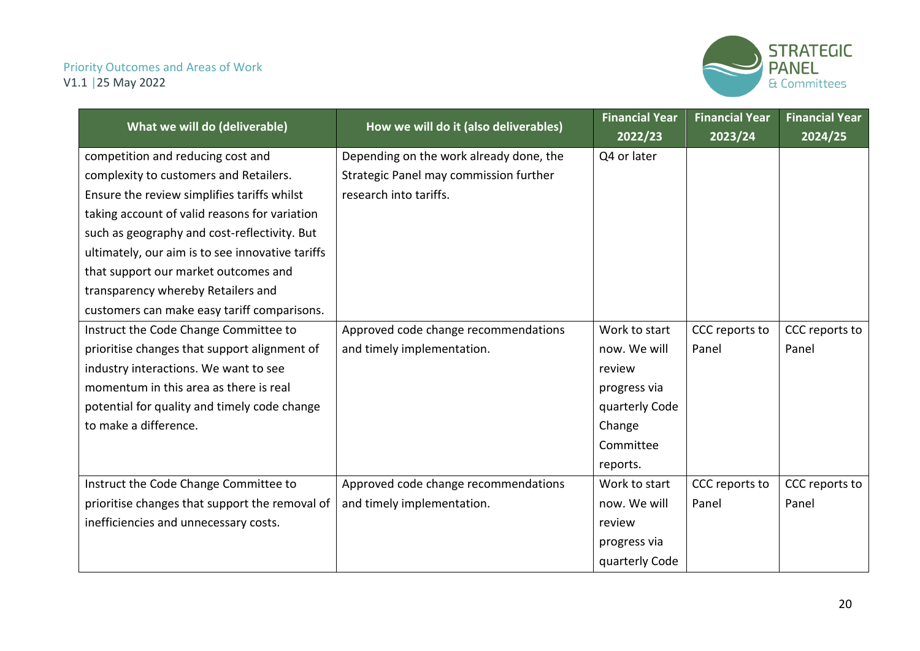| What we will do (deliverable) | How we will do it (also deliverables) | Financial Year 2022/23 | Financial Year 2023/24 | Financial Year 2024/25 |
|---|---|---|---|---|
| competition and reducing cost and complexity to customers and Retailers. Ensure the review simplifies tariffs whilst taking account of valid reasons for variation such as geography and cost-reflectivity. But ultimately, our aim is to see innovative tariffs that support our market outcomes and transparency whereby Retailers and customers can make easy tariff comparisons. | Depending on the work already done, the Strategic Panel may commission further research into tariffs. | Q4 or later | | |
| Instruct the Code Change Committee to prioritise changes that support alignment of industry interactions. We want to see momentum in this area as there is real potential for quality and timely code change to make a difference. | Approved code change recommendations and timely implementation. | Work to start now. We will review progress via quarterly Code Change Committee reports. | CCC reports to Panel | CCC reports to Panel |
| Instruct the Code Change Committee to prioritise changes that support the removal of inefficiencies and unnecessary costs. | Approved code change recommendations and timely implementation. | Work to start now. We will review progress via quarterly Code | CCC reports to Panel | CCC reports to Panel |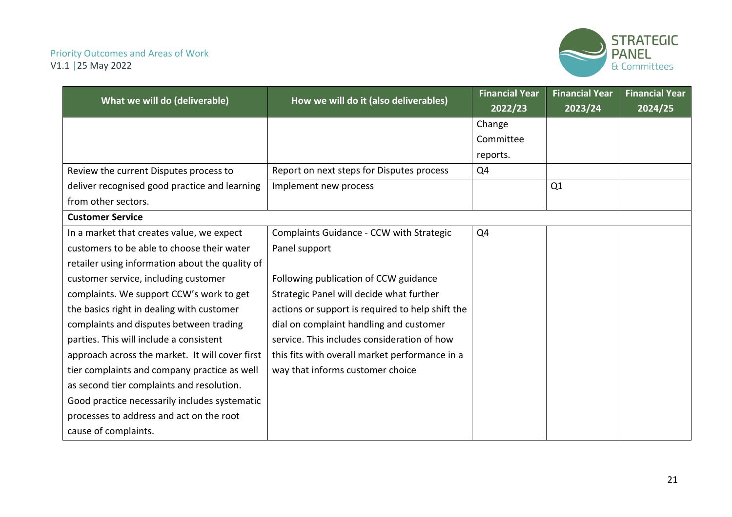| What we will do (deliverable) | How we will do it (also deliverables) | Financial Year 2022/23 | Financial Year 2023/24 | Financial Year 2024/25 |
|---|---|---|---|---|
| | | Change Committee reports. | | |
| Review the current Disputes process to deliver recognised good practice and learning from other sectors. | Report on next steps for Disputes process | Q4 | | |
| | Implement new process | | Q1 | |
| **Customer Service** | | | | |
| In a market that creates value, we expect customers to be able to choose their water retailer using information about the quality of customer service, including customer complaints. We support CCW's work to get the basics right in dealing with customer complaints and disputes between trading parties. This will include a consistent approach across the market. It will cover first tier complaints and company practice as well as second tier complaints and resolution. Good practice necessarily includes systematic processes to address and act on the root cause of complaints. | Complaints Guidance - CCW with Strategic Panel support<br><br>Following publication of CCW guidance Strategic Panel will decide what further actions or support is required to help shift the dial on complaint handling and customer service. This includes consideration of how this fits with overall market performance in a way that informs customer choice | Q4 | | |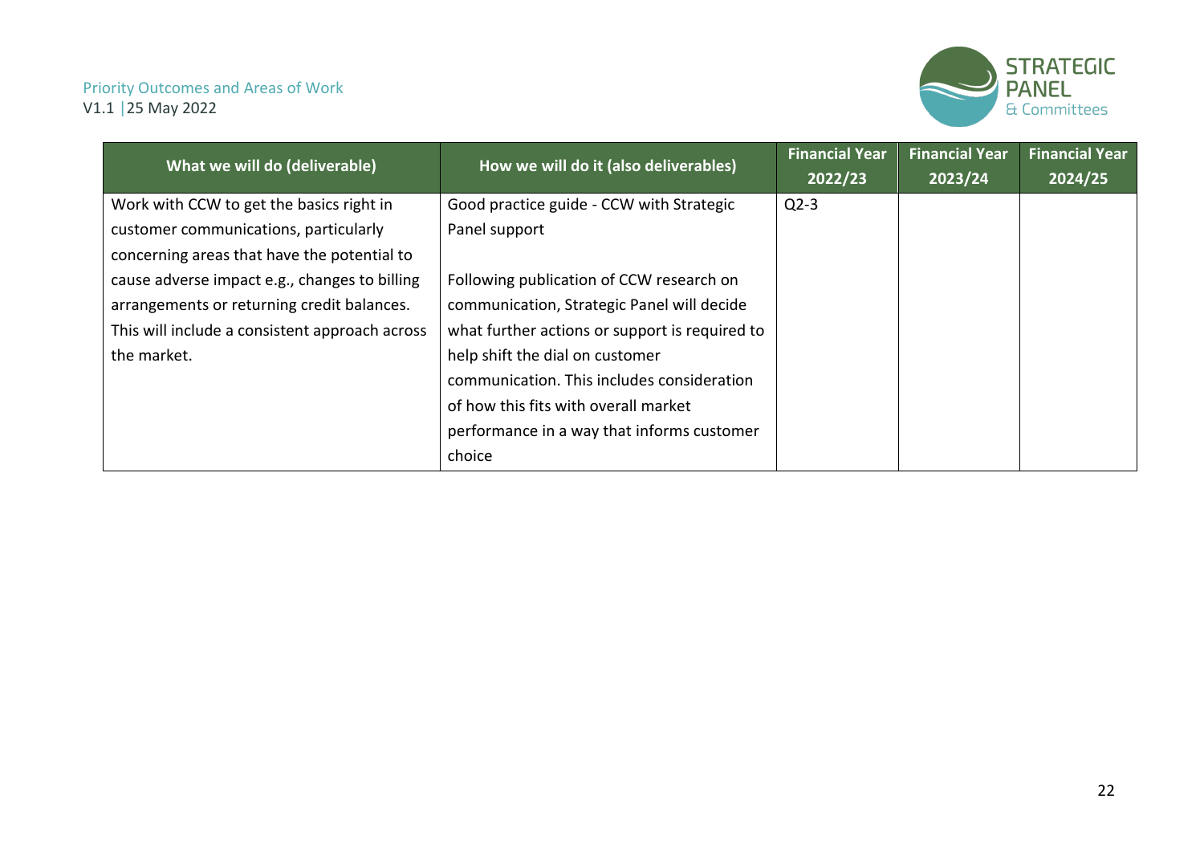| What we will do (deliverable) | How we will do it (also deliverables) | Financial Year 2022/23 | Financial Year 2023/24 | Financial Year 2024/25 |
|---|---|---|---|---|
| Work with CCW to get the basics right in customer communications, particularly concerning areas that have the potential to cause adverse impact e.g., changes to billing arrangements or returning credit balances. This will include a consistent approach across the market. | Good practice guide - CCW with Strategic Panel support<br><br>Following publication of CCW research on communication, Strategic Panel will decide what further actions or support is required to help shift the dial on customer communication. This includes consideration of how this fits with overall market performance in a way that informs customer choice | Q2-3 | | |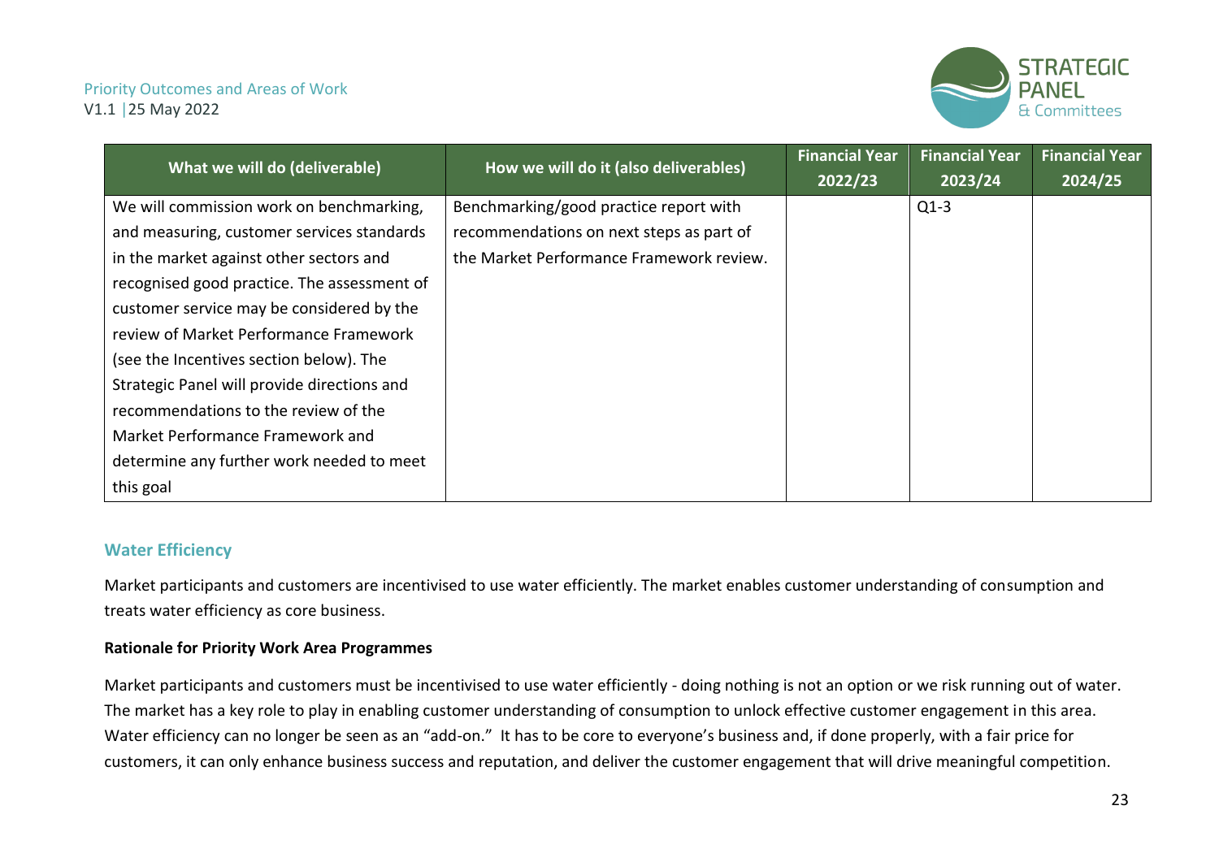| What we will do (deliverable) | How we will do it (also deliverables) | Financial Year 2022/23 | Financial Year 2023/24 | Financial Year 2024/25 |
|---|---|---|---|---|
| We will commission work on benchmarking, and measuring, customer services standards in the market against other sectors and recognised good practice. The assessment of customer service may be considered by the review of Market Performance Framework (see the Incentives section below). The Strategic Panel will provide directions and recommendations to the review of the Market Performance Framework and determine any further work needed to meet this goal | Benchmarking/good practice report with recommendations on next steps as part of the Market Performance Framework review. | | Q1-3 | |

## Water Efficiency

Market participants and customers are incentivised to use water efficiently. The market enables customer understanding of consumption and treats water efficiency as core business.

**Rationale for Priority Work Area Programmes**

Market participants and customers must be incentivised to use water efficiently - doing nothing is not an option or we risk running out of water. The market has a key role to play in enabling customer understanding of consumption to unlock effective customer engagement in this area. Water efficiency can no longer be seen as an "add-on." It has to be core to everyone's business and, if done properly, with a fair price for customers, it can only enhance business success and reputation, and deliver the customer engagement that will drive meaningful competition.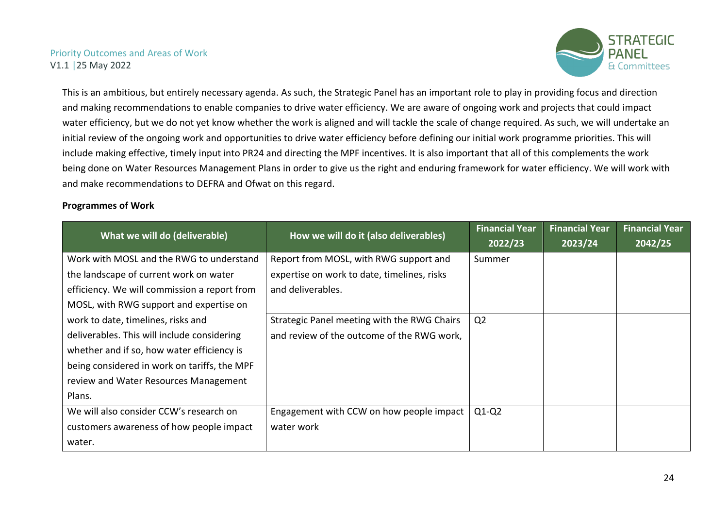This is an ambitious, but entirely necessary agenda. As such, the Strategic Panel has an important role to play in providing focus and direction and making recommendations to enable companies to drive water efficiency. We are aware of ongoing work and projects that could impact water efficiency, but we do not yet know whether the work is aligned and will tackle the scale of change required. As such, we will undertake an initial review of the ongoing work and opportunities to drive water efficiency before defining our initial work programme priorities. This will include making effective, timely input into PR24 and directing the MPF incentives. It is also important that all of this complements the work being done on Water Resources Management Plans in order to give us the right and enduring framework for water efficiency. We will work with and make recommendations to DEFRA and Ofwat on this regard.

**Programmes of Work**

| What we will do (deliverable) | How we will do it (also deliverables) | Financial Year 2022/23 | Financial Year 2023/24 | Financial Year 2042/25 |
|---|---|---|---|---|
| Work with MOSL and the RWG to understand the landscape of current work on water efficiency. We will commission a report from MOSL, with RWG support and expertise on work to date, timelines, risks and deliverables. This will include considering whether and if so, how water efficiency is being considered in work on tariffs, the MPF review and Water Resources Management Plans. | Report from MOSL, with RWG support and expertise on work to date, timelines, risks and deliverables. | Summer | | |
| | Strategic Panel meeting with the RWG Chairs and review of the outcome of the RWG work, | Q2 | | |
| We will also consider CCW's research on customers awareness of how people impact water. | Engagement with CCW on how people impact water work | Q1-Q2 | | |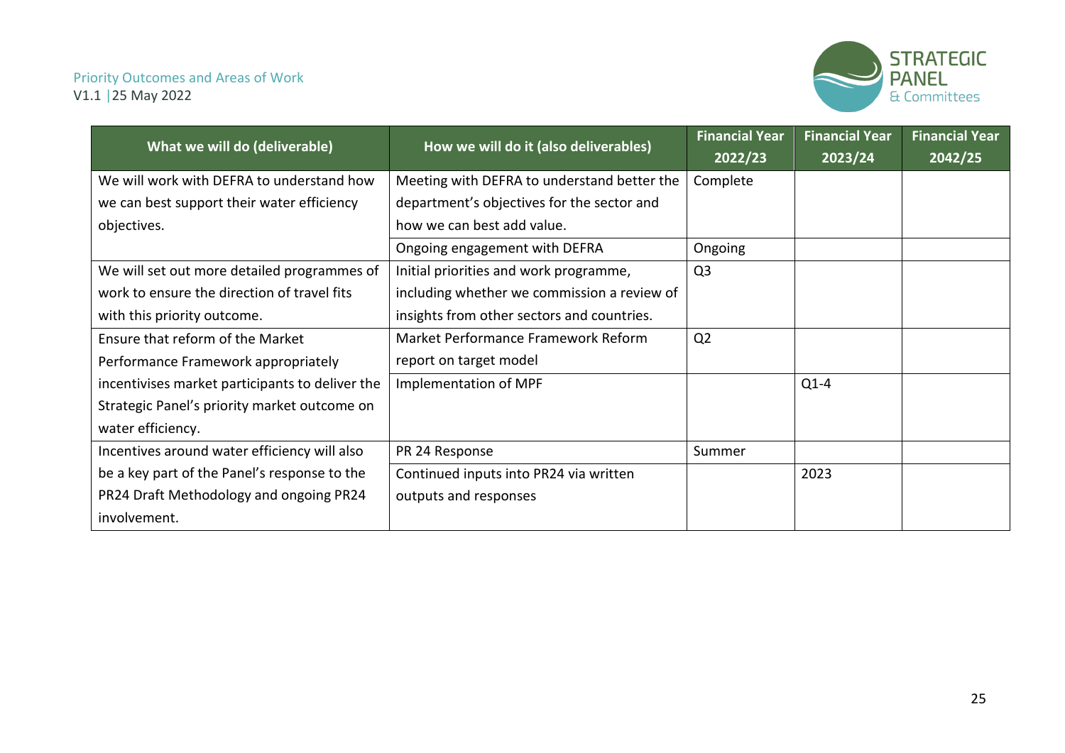| What we will do (deliverable) | How we will do it (also deliverables) | Financial Year 2022/23 | Financial Year 2023/24 | Financial Year 2042/25 |
|---|---|---|---|---|
| We will work with DEFRA to understand how we can best support their water efficiency objectives. | Meeting with DEFRA to understand better the department's objectives for the sector and how we can best add value. | Complete | | |
| | Ongoing engagement with DEFRA | Ongoing | | |
| We will set out more detailed programmes of work to ensure the direction of travel fits with this priority outcome. | Initial priorities and work programme, including whether we commission a review of insights from other sectors and countries. | Q3 | | |
| Ensure that reform of the Market Performance Framework appropriately incentivises market participants to deliver the Strategic Panel's priority market outcome on water efficiency. | Market Performance Framework Reform report on target model | Q2 | | |
| | Implementation of MPF | | Q1-4 | |
| Incentives around water efficiency will also be a key part of the Panel's response to the PR24 Draft Methodology and ongoing PR24 involvement. | PR 24 Response | Summer | | |
| | Continued inputs into PR24 via written outputs and responses | | 2023 | |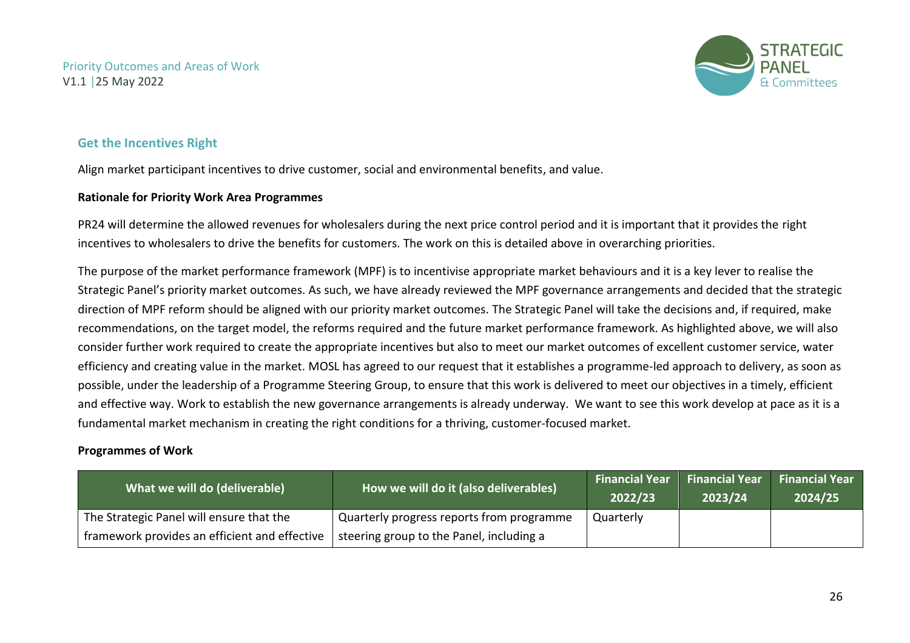## Get the Incentives Right

Align market participant incentives to drive customer, social and environmental benefits, and value.

**Rationale for Priority Work Area Programmes**

PR24 will determine the allowed revenues for wholesalers during the next price control period and it is important that it provides the right incentives to wholesalers to drive the benefits for customers. The work on this is detailed above in overarching priorities.

The purpose of the market performance framework (MPF) is to incentivise appropriate market behaviours and it is a key lever to realise the Strategic Panel's priority market outcomes. As such, we have already reviewed the MPF governance arrangements and decided that the strategic direction of MPF reform should be aligned with our priority market outcomes. The Strategic Panel will take the decisions and, if required, make recommendations, on the target model, the reforms required and the future market performance framework. As highlighted above, we will also consider further work required to create the appropriate incentives but also to meet our market outcomes of excellent customer service, water efficiency and creating value in the market. MOSL has agreed to our request that it establishes a programme-led approach to delivery, as soon as possible, under the leadership of a Programme Steering Group, to ensure that this work is delivered to meet our objectives in a timely, efficient and effective way. Work to establish the new governance arrangements is already underway. We want to see this work develop at pace as it is a fundamental market mechanism in creating the right conditions for a thriving, customer-focused market.

**Programmes of Work**

| What we will do (deliverable) | How we will do it (also deliverables) | Financial Year 2022/23 | Financial Year 2023/24 | Financial Year 2024/25 |
|---|---|---|---|---|
| The Strategic Panel will ensure that the framework provides an efficient and effective | Quarterly progress reports from programme steering group to the Panel, including a | Quarterly | | |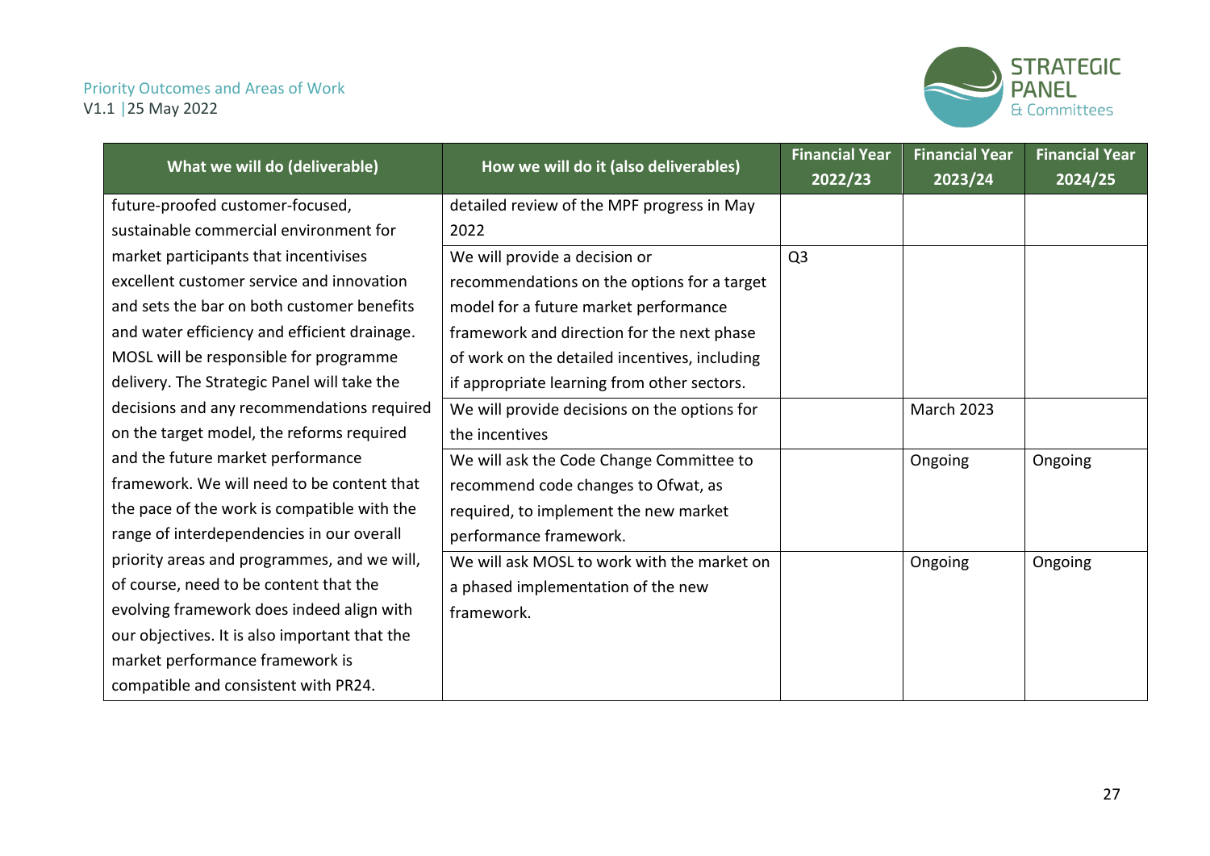| What we will do (deliverable) | How we will do it (also deliverables) | Financial Year 2022/23 | Financial Year 2023/24 | Financial Year 2024/25 |
|---|---|---|---|---|
| future-proofed customer-focused, sustainable commercial environment for market participants that incentivises excellent customer service and innovation and sets the bar on both customer benefits and water efficiency and efficient drainage. MOSL will be responsible for programme delivery. The Strategic Panel will take the decisions and any recommendations required on the target model, the reforms required and the future market performance framework. We will need to be content that the pace of the work is compatible with the range of interdependencies in our overall priority areas and programmes, and we will, of course, need to be content that the evolving framework does indeed align with our objectives. It is also important that the market performance framework is compatible and consistent with PR24. | detailed review of the MPF progress in May 2022 | | | |
| | We will provide a decision or recommendations on the options for a target model for a future market performance framework and direction for the next phase of work on the detailed incentives, including if appropriate learning from other sectors. | Q3 | | |
| | We will provide decisions on the options for the incentives | | March 2023 | |
| | We will ask the Code Change Committee to recommend code changes to Ofwat, as required, to implement the new market performance framework. | | Ongoing | Ongoing |
| | We will ask MOSL to work with the market on a phased implementation of the new framework. | | Ongoing | Ongoing |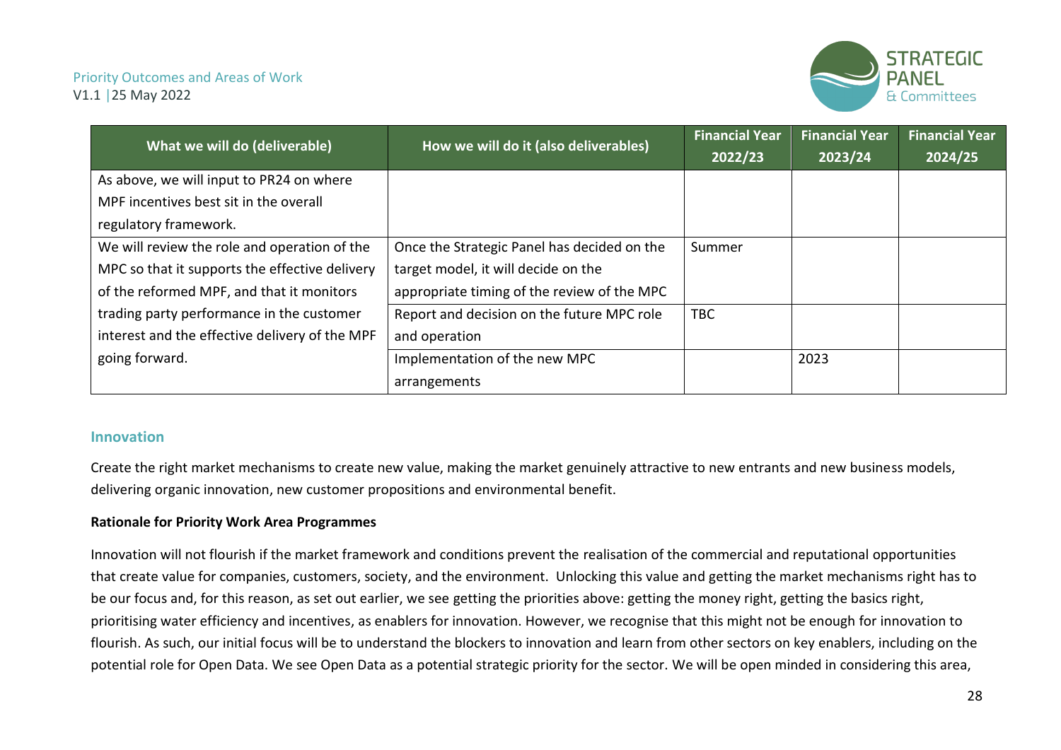| What we will do (deliverable) | How we will do it (also deliverables) | Financial Year 2022/23 | Financial Year 2023/24 | Financial Year 2024/25 |
|---|---|---|---|---|
| As above, we will input to PR24 on where MPF incentives best sit in the overall regulatory framework. | | | | |
| We will review the role and operation of the MPC so that it supports the effective delivery of the reformed MPF, and that it monitors trading party performance in the customer interest and the effective delivery of the MPF going forward. | Once the Strategic Panel has decided on the target model, it will decide on the appropriate timing of the review of the MPC | Summer | | |
| | Report and decision on the future MPC role and operation | TBC | | |
| | Implementation of the new MPC arrangements | | 2023 | |

### Innovation

Create the right market mechanisms to create new value, making the market genuinely attractive to new entrants and new business models, delivering organic innovation, new customer propositions and environmental benefit.

**Rationale for Priority Work Area Programmes**

Innovation will not flourish if the market framework and conditions prevent the realisation of the commercial and reputational opportunities that create value for companies, customers, society, and the environment. Unlocking this value and getting the market mechanisms right has to be our focus and, for this reason, as set out earlier, we see getting the priorities above: getting the money right, getting the basics right, prioritising water efficiency and incentives, as enablers for innovation. However, we recognise that this might not be enough for innovation to flourish. As such, our initial focus will be to understand the blockers to innovation and learn from other sectors on key enablers, including on the potential role for Open Data. We see Open Data as a potential strategic priority for the sector. We will be open minded in considering this area,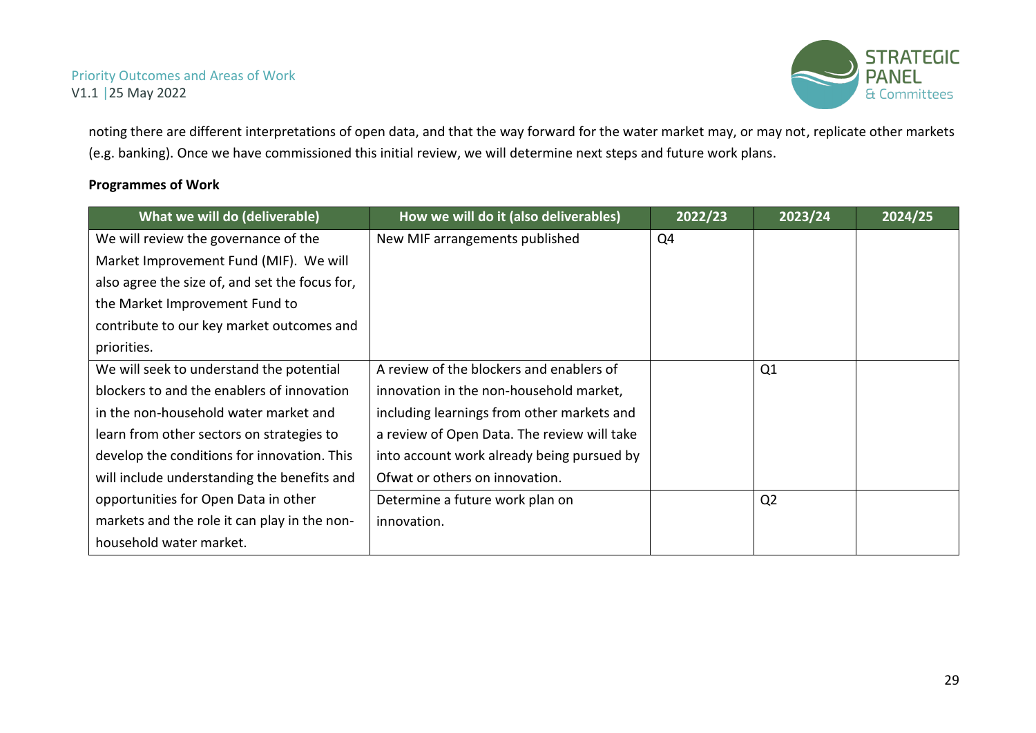noting there are different interpretations of open data, and that the way forward for the water market may, or may not, replicate other markets (e.g. banking). Once we have commissioned this initial review, we will determine next steps and future work plans.

**Programmes of Work**

| What we will do (deliverable) | How we will do it (also deliverables) | 2022/23 | 2023/24 | 2024/25 |
|---|---|---|---|---|
| We will review the governance of the Market Improvement Fund (MIF). We will also agree the size of, and set the focus for, the Market Improvement Fund to contribute to our key market outcomes and priorities. | New MIF arrangements published | Q4 | | |
| We will seek to understand the potential blockers to and the enablers of innovation in the non-household water market and learn from other sectors on strategies to develop the conditions for innovation. This will include understanding the benefits and opportunities for Open Data in other markets and the role it can play in the non-household water market. | A review of the blockers and enablers of innovation in the non-household market, including learnings from other markets and a review of Open Data. The review will take into account work already being pursued by Ofwat or others on innovation. | | Q1 | |
| | Determine a future work plan on innovation. | | Q2 | |